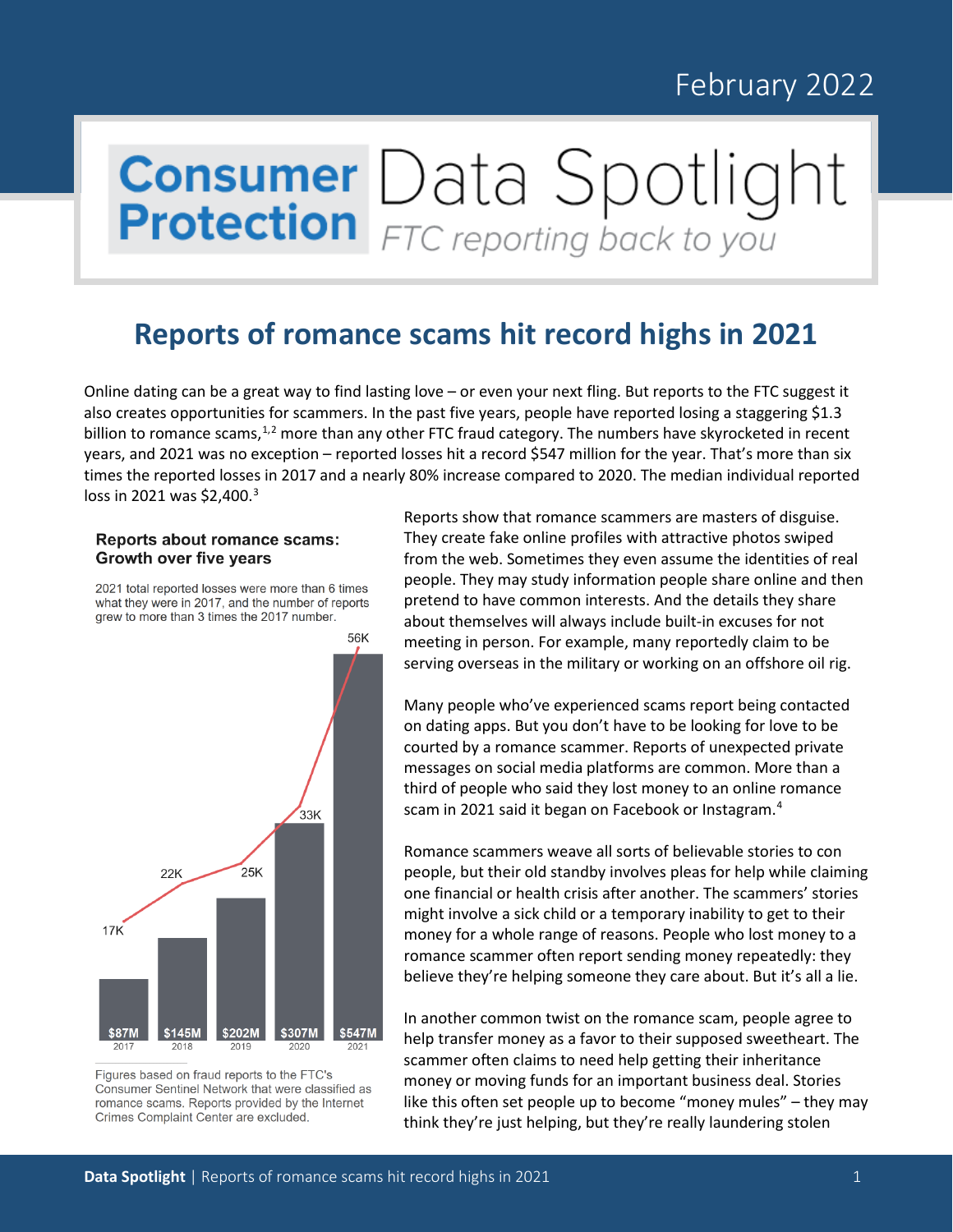February 2022

# Consumer Protection Data Spotlight

*FTC reporting back to you*

## Reports of romance scams hit record highs in 2021

Online dating can be a great way to find lasting love – or even your next fling. But reports to the FTC suggest it also creates opportunities for scammers. In the past five years, people have reported losing a staggering $1.3 billion to romance scams,[1,2] more than any other FTC fraud category. The numbers have skyrocketed in recent years, and 2021 was no exception – reported losses hit a record $547 million for the year. That's more than six times the reported losses in 2017 and a nearly 80% increase compared to 2020. The median individual reported loss in 2021 was $2,400.[3]

**Reports about romance scams: Growth over five years**

2021 total reported losses were more than 6 times what they were in 2017, and the number of reports grew to more than 3 times the 2017 number.

17K
22K
25K
33K
56K

$87M
2017
$145M
2018
$202M
2019
$307M
2020
$547M
2021

Figures based on fraud reports to the FTC's Consumer Sentinel Network that were classified as romance scams. Reports provided by the Internet Crimes Complaint Center are excluded.

Reports show that romance scammers are masters of disguise. They create fake online profiles with attractive photos swiped from the web. Sometimes they even assume the identities of real people. They may study information people share online and then pretend to have common interests. And the details they share about themselves will always include built-in excuses for not meeting in person. For example, many reportedly claim to be serving overseas in the military or working on an offshore oil rig.

Many people who've experienced scams report being contacted on dating apps. But you don't have to be looking for love to be courted by a romance scammer. Reports of unexpected private messages on social media platforms are common. More than a third of people who said they lost money to an online romance scam in 2021 said it began on Facebook or Instagram.[4]

Romance scammers weave all sorts of believable stories to con people, but their old standby involves pleas for help while claiming one financial or health crisis after another. The scammers' stories might involve a sick child or a temporary inability to get to their money for a whole range of reasons. People who lost money to a romance scammer often report sending money repeatedly: they believe they're helping someone they care about. But it's all a lie.

In another common twist on the romance scam, people agree to help transfer money as a favor to their supposed sweetheart. The scammer often claims to need help getting their inheritance money or moving funds for an important business deal. Stories like this often set people up to become "money mules" – they may think they're just helping, but they're really laundering stolen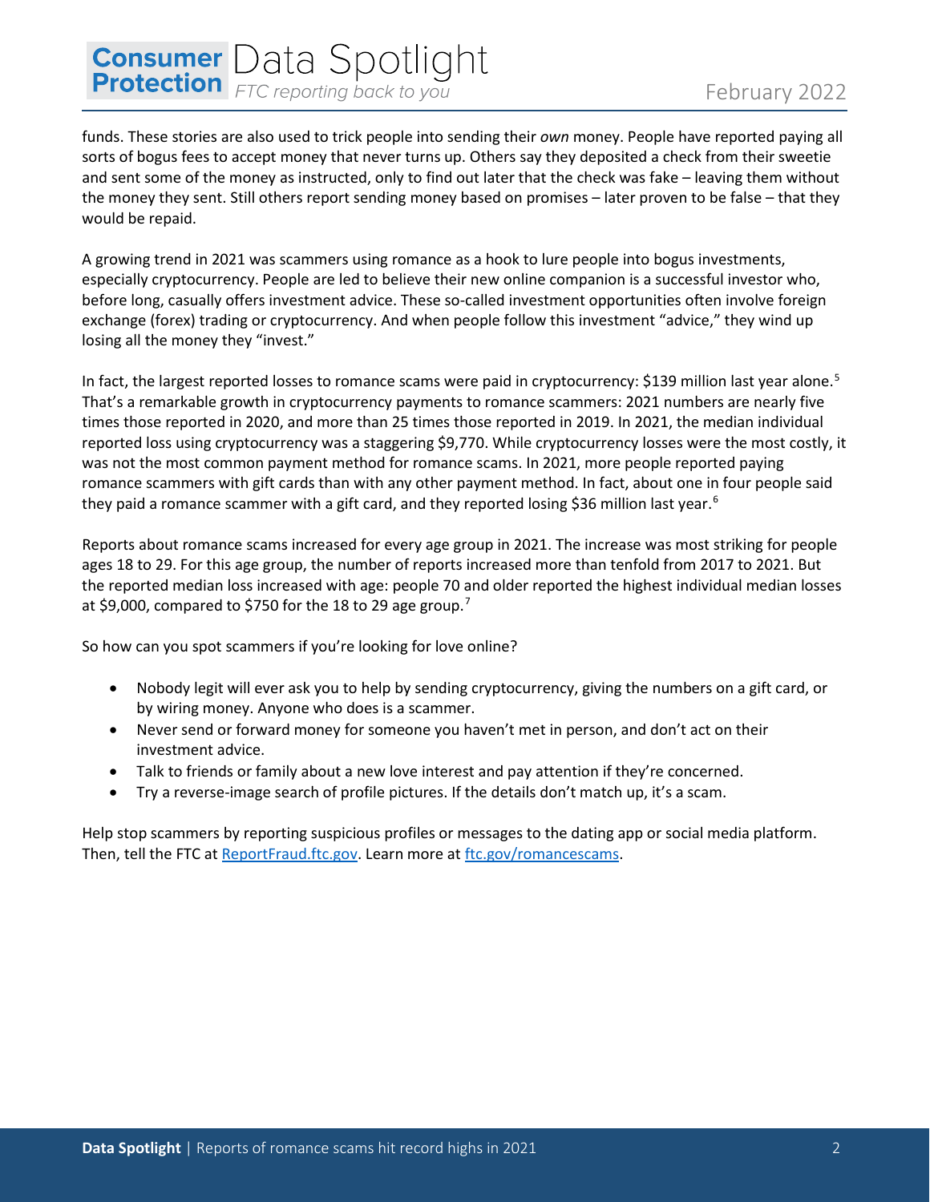funds. These stories are also used to trick people into sending their *own* money. People have reported paying all sorts of bogus fees to accept money that never turns up. Others say they deposited a check from their sweetie and sent some of the money as instructed, only to find out later that the check was fake – leaving them without the money they sent. Still others report sending money based on promises – later proven to be false – that they would be repaid.

A growing trend in 2021 was scammers using romance as a hook to lure people into bogus investments, especially cryptocurrency. People are led to believe their new online companion is a successful investor who, before long, casually offers investment advice. These so-called investment opportunities often involve foreign exchange (forex) trading or cryptocurrency. And when people follow this investment "advice," they wind up losing all the money they "invest."

In fact, the largest reported losses to romance scams were paid in cryptocurrency: $139 million last year alone.[5] That's a remarkable growth in cryptocurrency payments to romance scammers: 2021 numbers are nearly five times those reported in 2020, and more than 25 times those reported in 2019. In 2021, the median individual reported loss using cryptocurrency was a staggering $9,770. While cryptocurrency losses were the most costly, it was not the most common payment method for romance scams. In 2021, more people reported paying romance scammers with gift cards than with any other payment method. In fact, about one in four people said they paid a romance scammer with a gift card, and they reported losing $36 million last year.[6]

Reports about romance scams increased for every age group in 2021. The increase was most striking for people ages 18 to 29. For this age group, the number of reports increased more than tenfold from 2017 to 2021. But the reported median loss increased with age: people 70 and older reported the highest individual median losses at $9,000, compared to $750 for the 18 to 29 age group.[7]

So how can you spot scammers if you're looking for love online?

- Nobody legit will ever ask you to help by sending cryptocurrency, giving the numbers on a gift card, or by wiring money. Anyone who does is a scammer.
- Never send or forward money for someone you haven't met in person, and don't act on their investment advice.
- Talk to friends or family about a new love interest and pay attention if they're concerned.
- Try a reverse-image search of profile pictures. If the details don't match up, it's a scam.

Help stop scammers by reporting suspicious profiles or messages to the dating app or social media platform. Then, tell the FTC at [ReportFraud.ftc.gov](https://ReportFraud.ftc.gov). Learn more at [ftc.gov/romancescams](https://ftc.gov/romancescams).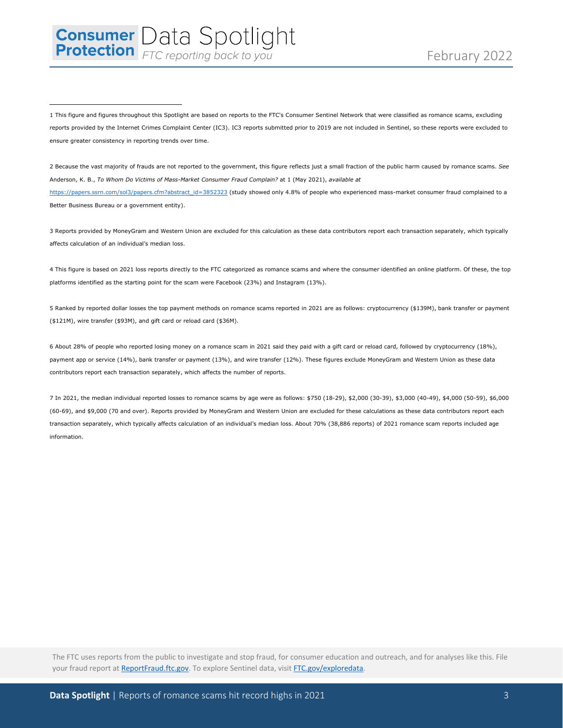1 This figure and figures throughout this Spotlight are based on reports to the FTC's Consumer Sentinel Network that were classified as romance scams, excluding reports provided by the Internet Crimes Complaint Center (IC3). IC3 reports submitted prior to 2019 are not included in Sentinel, so these reports were excluded to ensure greater consistency in reporting trends over time.

2 Because the vast majority of frauds are not reported to the government, this figure reflects just a small fraction of the public harm caused by romance scams. *See* Anderson, K. B., *To Whom Do Victims of Mass-Market Consumer Fraud Complain?* at 1 (May 2021), *available at* [https://papers.ssrn.com/sol3/papers.cfm?abstract_id=3852323](https://papers.ssrn.com/sol3/papers.cfm?abstract_id=3852323) (study showed only 4.8% of people who experienced mass-market consumer fraud complained to a Better Business Bureau or a government entity).

3 Reports provided by MoneyGram and Western Union are excluded for this calculation as these data contributors report each transaction separately, which typically affects calculation of an individual's median loss.

4 This figure is based on 2021 loss reports directly to the FTC categorized as romance scams and where the consumer identified an online platform. Of these, the top platforms identified as the starting point for the scam were Facebook (23%) and Instagram (13%).

5 Ranked by reported dollar losses the top payment methods on romance scams reported in 2021 are as follows: cryptocurrency ($139M), bank transfer or payment ($121M), wire transfer ($93M), and gift card or reload card ($36M).

6 About 28% of people who reported losing money on a romance scam in 2021 said they paid with a gift card or reload card, followed by cryptocurrency (18%), payment app or service (14%), bank transfer or payment (13%), and wire transfer (12%). These figures exclude MoneyGram and Western Union as these data contributors report each transaction separately, which affects the number of reports.

7 In 2021, the median individual reported losses to romance scams by age were as follows: $750 (18-29), $2,000 (30-39), $3,000 (40-49), $4,000 (50-59), $6,000 (60-69), and $9,000 (70 and over). Reports provided by MoneyGram and Western Union are excluded for these calculations as these data contributors report each transaction separately, which typically affects calculation of an individual's median loss. About 70% (38,886 reports) of 2021 romance scam reports included age information.

The FTC uses reports from the public to investigate and stop fraud, for consumer education and outreach, and for analyses like this. File your fraud report at [ReportFraud.ftc.gov](https://ReportFraud.ftc.gov). To explore Sentinel data, visit [FTC.gov/exploredata](https://FTC.gov/exploredata).